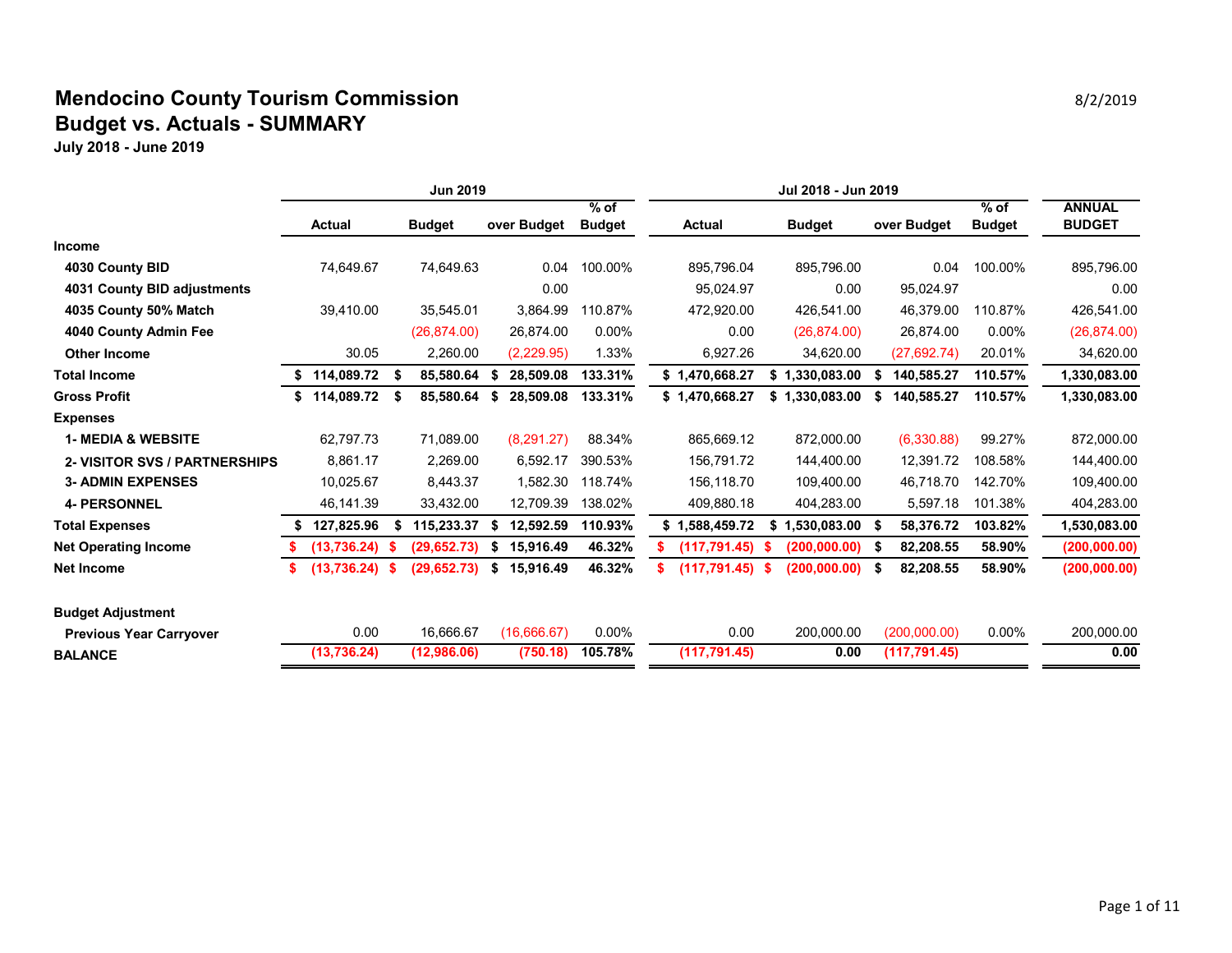# Mendocino County Tourism Commission

## Budget vs. Actuals - SUMMARY

**July 2018 - June 2019**

8/2/2019

| | Jun 2019 | | | | Jul 2018 - Jun 2019 | | | | |
|---|---|---|---|---|---|---|---|---|---|
| | **Actual** | **Budget** | **over Budget** | **% of Budget** | **Actual** | **Budget** | **over Budget** | **% of Budget** | **ANNUAL BUDGET** |
| **Income** | | | | | | | | | |
| **4030 County BID** | 74,649.67 | 74,649.63 | 0.04 | 100.00% | 895,796.04 | 895,796.00 | 0.04 | 100.00% | 895,796.00 |
| **4031 County BID adjustments** | | | 0.00 | | 95,024.97 | 0.00 | 95,024.97 | | 0.00 |
| **4035 County 50% Match** | 39,410.00 | 35,545.01 | 3,864.99 | 110.87% | 472,920.00 | 426,541.00 | 46,379.00 | 110.87% | 426,541.00 |
| **4040 County Admin Fee** | | (26,874.00) | 26,874.00 | 0.00% | 0.00 | (26,874.00) | 26,874.00 | 0.00% | (26,874.00) |
| **Other Income** | 30.05 | 2,260.00 | (2,229.95) | 1.33% | 6,927.26 | 34,620.00 | (27,692.74) | 20.01% | 34,620.00 |
| **Total Income** | **$ 114,089.72** | **$ 85,580.64** | **$ 28,509.08** | **133.31%** | **$ 1,470,668.27** | **$ 1,330,083.00** | **$ 140,585.27** | **110.57%** | **1,330,083.00** |
| **Gross Profit** | **$ 114,089.72** | **$ 85,580.64** | **$ 28,509.08** | **133.31%** | **$ 1,470,668.27** | **$ 1,330,083.00** | **$ 140,585.27** | **110.57%** | **1,330,083.00** |
| **Expenses** | | | | | | | | | |
| **1- MEDIA & WEBSITE** | 62,797.73 | 71,089.00 | (8,291.27) | 88.34% | 865,669.12 | 872,000.00 | (6,330.88) | 99.27% | 872,000.00 |
| **2- VISITOR SVS / PARTNERSHIPS** | 8,861.17 | 2,269.00 | 6,592.17 | 390.53% | 156,791.72 | 144,400.00 | 12,391.72 | 108.58% | 144,400.00 |
| **3- ADMIN EXPENSES** | 10,025.67 | 8,443.37 | 1,582.30 | 118.74% | 156,118.70 | 109,400.00 | 46,718.70 | 142.70% | 109,400.00 |
| **4- PERSONNEL** | 46,141.39 | 33,432.00 | 12,709.39 | 138.02% | 409,880.18 | 404,283.00 | 5,597.18 | 101.38% | 404,283.00 |
| **Total Expenses** | **$ 127,825.96** | **$ 115,233.37** | **$ 12,592.59** | **110.93%** | **$ 1,588,459.72** | **$ 1,530,083.00** | **$ 58,376.72** | **103.82%** | **1,530,083.00** |
| **Net Operating Income** | **$ (13,736.24)** | **$ (29,652.73)** | **$ 15,916.49** | **46.32%** | **$ (117,791.45)** | **$ (200,000.00)** | **$ 82,208.55** | **58.90%** | **(200,000.00)** |
| **Net Income** | **$ (13,736.24)** | **$ (29,652.73)** | **$ 15,916.49** | **46.32%** | **$ (117,791.45)** | **$ (200,000.00)** | **$ 82,208.55** | **58.90%** | **(200,000.00)** |
| **Budget Adjustment** | | | | | | | | | |
| **Previous Year Carryover** | 0.00 | 16,666.67 | (16,666.67) | 0.00% | 0.00 | 200,000.00 | (200,000.00) | 0.00% | 200,000.00 |
| **BALANCE** | **(13,736.24)** | **(12,986.06)** | **(750.18)** | **105.78%** | **(117,791.45)** | **0.00** | **(117,791.45)** | | **0.00** |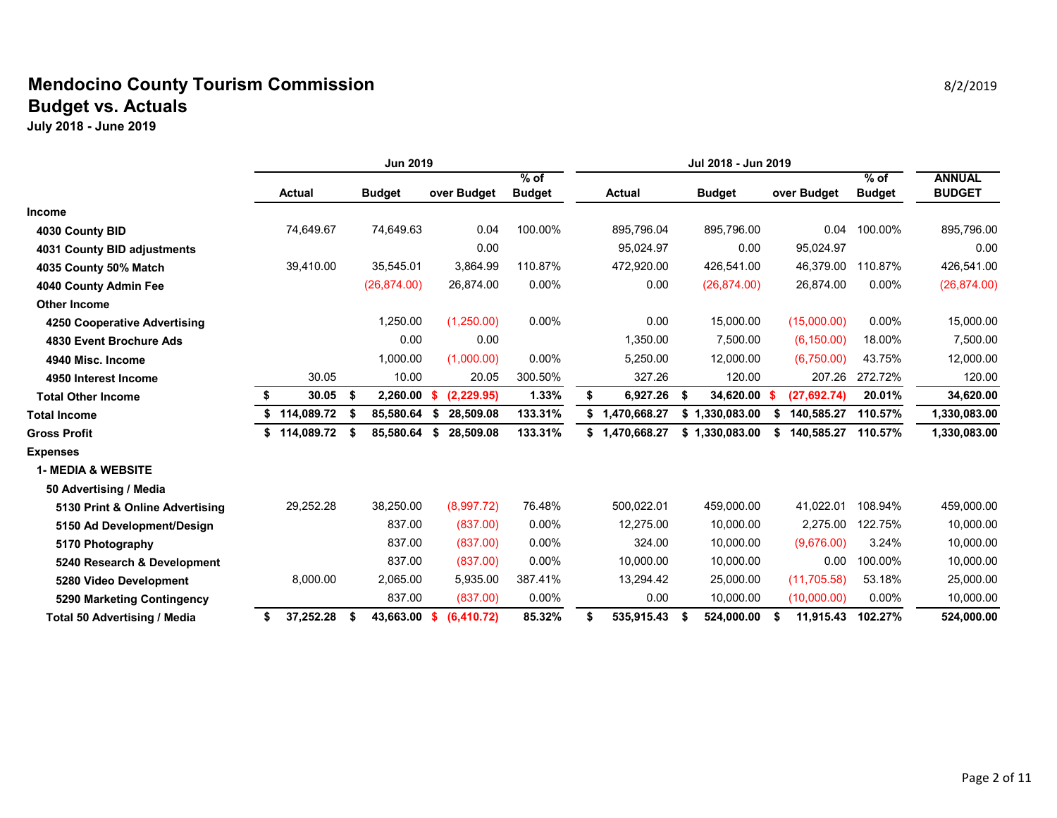# Mendocino County Tourism Commission

## Budget vs. Actuals

**July 2018 - June 2019**

8/2/2019

| | Jun 2019 | | | | Jul 2018 - Jun 2019 | | | | |
|---|---|---|---|---|---|---|---|---|---|
| | Actual | Budget | over Budget | % of Budget | Actual | Budget | over Budget | % of Budget | ANNUAL BUDGET |
| **Income** | | | | | | | | | |
| **4030 County BID** | 74,649.67 | 74,649.63 | 0.04 | 100.00% | 895,796.04 | 895,796.00 | 0.04 | 100.00% | 895,796.00 |
| **4031 County BID adjustments** | | | 0.00 | | 95,024.97 | 0.00 | 95,024.97 | | 0.00 |
| **4035 County 50% Match** | 39,410.00 | 35,545.01 | 3,864.99 | 110.87% | 472,920.00 | 426,541.00 | 46,379.00 | 110.87% | 426,541.00 |
| **4040 County Admin Fee** | | (26,874.00) | 26,874.00 | 0.00% | 0.00 | (26,874.00) | 26,874.00 | 0.00% | (26,874.00) |
| **Other Income** | | | | | | | | | |
| **4250 Cooperative Advertising** | | 1,250.00 | (1,250.00) | 0.00% | 0.00 | 15,000.00 | (15,000.00) | 0.00% | 15,000.00 |
| **4830 Event Brochure Ads** | | 0.00 | 0.00 | | 1,350.00 | 7,500.00 | (6,150.00) | 18.00% | 7,500.00 |
| **4940 Misc. Income** | | 1,000.00 | (1,000.00) | 0.00% | 5,250.00 | 12,000.00 | (6,750.00) | 43.75% | 12,000.00 |
| **4950 Interest Income** | 30.05 | 10.00 | 20.05 | 300.50% | 327.26 | 120.00 | 207.26 | 272.72% | 120.00 |
| **Total Other Income** | **$ 30.05** | **$ 2,260.00** | **$ (2,229.95)** | **1.33%** | **$ 6,927.26** | **$ 34,620.00** | **$ (27,692.74)** | **20.01%** | **34,620.00** |
| **Total Income** | **$ 114,089.72** | **$ 85,580.64** | **$ 28,509.08** | **133.31%** | **$ 1,470,668.27** | **$ 1,330,083.00** | **$ 140,585.27** | **110.57%** | **1,330,083.00** |
| **Gross Profit** | **$ 114,089.72** | **$ 85,580.64** | **$ 28,509.08** | **133.31%** | **$ 1,470,668.27** | **$ 1,330,083.00** | **$ 140,585.27** | **110.57%** | **1,330,083.00** |
| **Expenses** | | | | | | | | | |
| **1- MEDIA & WEBSITE** | | | | | | | | | |
| **50 Advertising / Media** | | | | | | | | | |
| **5130 Print & Online Advertising** | 29,252.28 | 38,250.00 | (8,997.72) | 76.48% | 500,022.01 | 459,000.00 | 41,022.01 | 108.94% | 459,000.00 |
| **5150 Ad Development/Design** | | 837.00 | (837.00) | 0.00% | 12,275.00 | 10,000.00 | 2,275.00 | 122.75% | 10,000.00 |
| **5170 Photography** | | 837.00 | (837.00) | 0.00% | 324.00 | 10,000.00 | (9,676.00) | 3.24% | 10,000.00 |
| **5240 Research & Development** | | 837.00 | (837.00) | 0.00% | 10,000.00 | 10,000.00 | 0.00 | 100.00% | 10,000.00 |
| **5280 Video Development** | 8,000.00 | 2,065.00 | 5,935.00 | 387.41% | 13,294.42 | 25,000.00 | (11,705.58) | 53.18% | 25,000.00 |
| **5290 Marketing Contingency** | | 837.00 | (837.00) | 0.00% | 0.00 | 10,000.00 | (10,000.00) | 0.00% | 10,000.00 |
| **Total 50 Advertising / Media** | **$ 37,252.28** | **$ 43,663.00** | **$ (6,410.72)** | **85.32%** | **$ 535,915.43** | **$ 524,000.00** | **$ 11,915.43** | **102.27%** | **524,000.00** |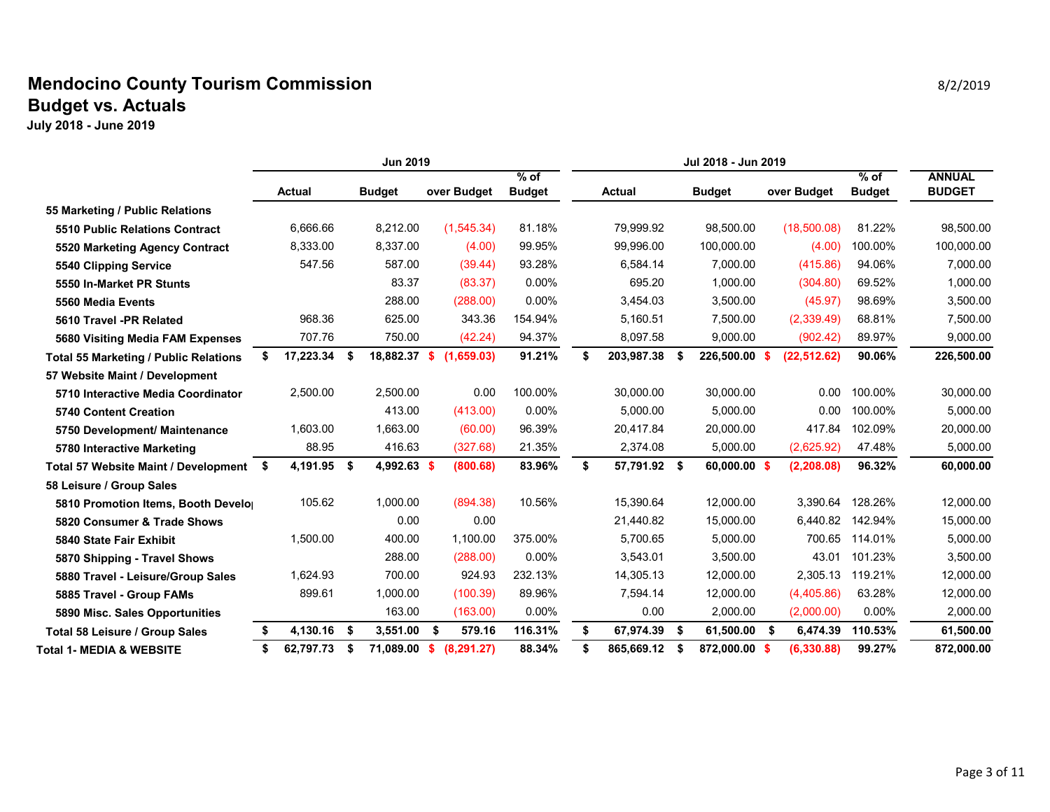# Mendocino County Tourism Commission
## Budget vs. Actuals

**July 2018 - June 2019**

8/2/2019

| | Jun 2019 | | | | Jul 2018 - Jun 2019 | | | | |
|---|---|---|---|---|---|---|---|---|---|
| | Actual | Budget | over Budget | % of Budget | Actual | Budget | over Budget | % of Budget | ANNUAL BUDGET |
| **55 Marketing / Public Relations** | | | | | | | | | |
| **5510 Public Relations Contract** | 6,666.66 | 8,212.00 | (1,545.34) | 81.18% | 79,999.92 | 98,500.00 | (18,500.08) | 81.22% | 98,500.00 |
| **5520 Marketing Agency Contract** | 8,333.00 | 8,337.00 | (4.00) | 99.95% | 99,996.00 | 100,000.00 | (4.00) | 100.00% | 100,000.00 |
| **5540 Clipping Service** | 547.56 | 587.00 | (39.44) | 93.28% | 6,584.14 | 7,000.00 | (415.86) | 94.06% | 7,000.00 |
| **5550 In-Market PR Stunts** | | 83.37 | (83.37) | 0.00% | 695.20 | 1,000.00 | (304.80) | 69.52% | 1,000.00 |
| **5560 Media Events** | | 288.00 | (288.00) | 0.00% | 3,454.03 | 3,500.00 | (45.97) | 98.69% | 3,500.00 |
| **5610 Travel -PR Related** | 968.36 | 625.00 | 343.36 | 154.94% | 5,160.51 | 7,500.00 | (2,339.49) | 68.81% | 7,500.00 |
| **5680 Visiting Media FAM Expenses** | 707.76 | 750.00 | (42.24) | 94.37% | 8,097.58 | 9,000.00 | (902.42) | 89.97% | 9,000.00 |
| **Total 55 Marketing / Public Relations** | **$ 17,223.34** | **$ 18,882.37** | **$ (1,659.03)** | **91.21%** | **$ 203,987.38** | **$ 226,500.00** | **$ (22,512.62)** | **90.06%** | **226,500.00** |
| **57 Website Maint / Development** | | | | | | | | | |
| **5710 Interactive Media Coordinator** | 2,500.00 | 2,500.00 | 0.00 | 100.00% | 30,000.00 | 30,000.00 | 0.00 | 100.00% | 30,000.00 |
| **5740 Content Creation** | | 413.00 | (413.00) | 0.00% | 5,000.00 | 5,000.00 | 0.00 | 100.00% | 5,000.00 |
| **5750 Development/ Maintenance** | 1,603.00 | 1,663.00 | (60.00) | 96.39% | 20,417.84 | 20,000.00 | 417.84 | 102.09% | 20,000.00 |
| **5780 Interactive Marketing** | 88.95 | 416.63 | (327.68) | 21.35% | 2,374.08 | 5,000.00 | (2,625.92) | 47.48% | 5,000.00 |
| **Total 57 Website Maint / Development** | **$ 4,191.95** | **$ 4,992.63** | **$ (800.68)** | **83.96%** | **$ 57,791.92** | **$ 60,000.00** | **$ (2,208.08)** | **96.32%** | **60,000.00** |
| **58 Leisure / Group Sales** | | | | | | | | | |
| **5810 Promotion Items, Booth Develo** | 105.62 | 1,000.00 | (894.38) | 10.56% | 15,390.64 | 12,000.00 | 3,390.64 | 128.26% | 12,000.00 |
| **5820 Consumer & Trade Shows** | | 0.00 | 0.00 | | 21,440.82 | 15,000.00 | 6,440.82 | 142.94% | 15,000.00 |
| **5840 State Fair Exhibit** | 1,500.00 | 400.00 | 1,100.00 | 375.00% | 5,700.65 | 5,000.00 | 700.65 | 114.01% | 5,000.00 |
| **5870 Shipping - Travel Shows** | | 288.00 | (288.00) | 0.00% | 3,543.01 | 3,500.00 | 43.01 | 101.23% | 3,500.00 |
| **5880 Travel - Leisure/Group Sales** | 1,624.93 | 700.00 | 924.93 | 232.13% | 14,305.13 | 12,000.00 | 2,305.13 | 119.21% | 12,000.00 |
| **5885 Travel - Group FAMs** | 899.61 | 1,000.00 | (100.39) | 89.96% | 7,594.14 | 12,000.00 | (4,405.86) | 63.28% | 12,000.00 |
| **5890 Misc. Sales Opportunities** | | 163.00 | (163.00) | 0.00% | 0.00 | 2,000.00 | (2,000.00) | 0.00% | 2,000.00 |
| **Total 58 Leisure / Group Sales** | **$ 4,130.16** | **$ 3,551.00** | **$ 579.16** | **116.31%** | **$ 67,974.39** | **$ 61,500.00** | **$ 6,474.39** | **110.53%** | **61,500.00** |
| **Total 1- MEDIA & WEBSITE** | **$ 62,797.73** | **$ 71,089.00** | **$ (8,291.27)** | **88.34%** | **$ 865,669.12** | **$ 872,000.00** | **$ (6,330.88)** | **99.27%** | **872,000.00** |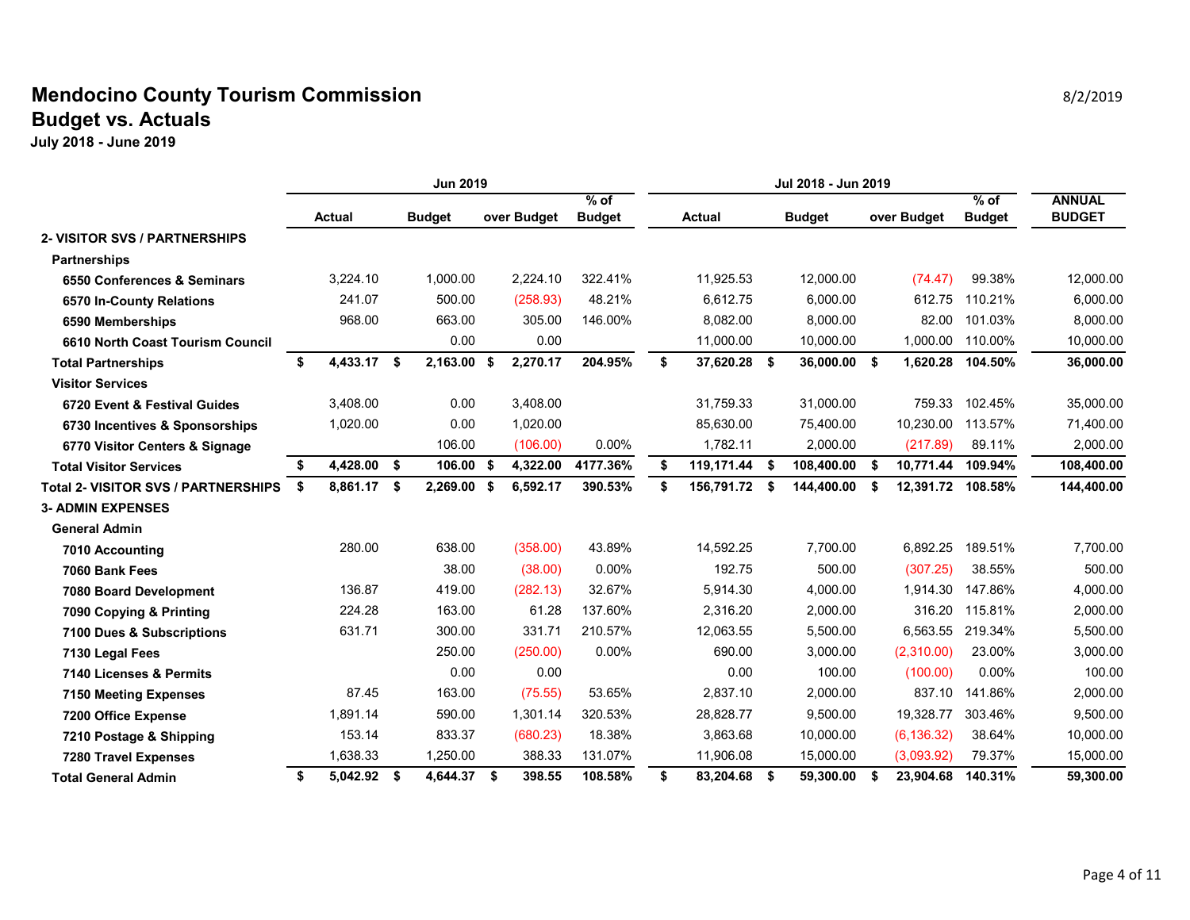# Mendocino County Tourism Commission
## Budget vs. Actuals
**July 2018 - June 2019**

8/2/2019

| | Jun 2019 | | | | Jul 2018 - Jun 2019 | | | | |
|---|---|---|---|---|---|---|---|---|---|
| | Actual | Budget | over Budget | % of Budget | Actual | Budget | over Budget | % of Budget | ANNUAL BUDGET |
| **2- VISITOR SVS / PARTNERSHIPS** | | | | | | | | | |
| **Partnerships** | | | | | | | | | |
| **6550 Conferences & Seminars** | 3,224.10 | 1,000.00 | 2,224.10 | 322.41% | 11,925.53 | 12,000.00 | (74.47) | 99.38% | 12,000.00 |
| **6570 In-County Relations** | 241.07 | 500.00 | (258.93) | 48.21% | 6,612.75 | 6,000.00 | 612.75 | 110.21% | 6,000.00 |
| **6590 Memberships** | 968.00 | 663.00 | 305.00 | 146.00% | 8,082.00 | 8,000.00 | 82.00 | 101.03% | 8,000.00 |
| **6610 North Coast Tourism Council** | | 0.00 | 0.00 | | 11,000.00 | 10,000.00 | 1,000.00 | 110.00% | 10,000.00 |
| **Total Partnerships** | **$ 4,433.17** | **$ 2,163.00** | **$ 2,270.17** | **204.95%** | **$ 37,620.28** | **$ 36,000.00** | **$ 1,620.28** | **104.50%** | **36,000.00** |
| **Visitor Services** | | | | | | | | | |
| **6720 Event & Festival Guides** | 3,408.00 | 0.00 | 3,408.00 | | 31,759.33 | 31,000.00 | 759.33 | 102.45% | 35,000.00 |
| **6730 Incentives & Sponsorships** | 1,020.00 | 0.00 | 1,020.00 | | 85,630.00 | 75,400.00 | 10,230.00 | 113.57% | 71,400.00 |
| **6770 Visitor Centers & Signage** | | 106.00 | (106.00) | 0.00% | 1,782.11 | 2,000.00 | (217.89) | 89.11% | 2,000.00 |
| **Total Visitor Services** | **$ 4,428.00** | **$ 106.00** | **$ 4,322.00** | **4177.36%** | **$ 119,171.44** | **$ 108,400.00** | **$ 10,771.44** | **109.94%** | **108,400.00** |
| **Total 2- VISITOR SVS / PARTNERSHIPS** | **$ 8,861.17** | **$ 2,269.00** | **$ 6,592.17** | **390.53%** | **$ 156,791.72** | **$ 144,400.00** | **$ 12,391.72** | **108.58%** | **144,400.00** |
| **3- ADMIN EXPENSES** | | | | | | | | | |
| **General Admin** | | | | | | | | | |
| **7010 Accounting** | 280.00 | 638.00 | (358.00) | 43.89% | 14,592.25 | 7,700.00 | 6,892.25 | 189.51% | 7,700.00 |
| **7060 Bank Fees** | | 38.00 | (38.00) | 0.00% | 192.75 | 500.00 | (307.25) | 38.55% | 500.00 |
| **7080 Board Development** | 136.87 | 419.00 | (282.13) | 32.67% | 5,914.30 | 4,000.00 | 1,914.30 | 147.86% | 4,000.00 |
| **7090 Copying & Printing** | 224.28 | 163.00 | 61.28 | 137.60% | 2,316.20 | 2,000.00 | 316.20 | 115.81% | 2,000.00 |
| **7100 Dues & Subscriptions** | 631.71 | 300.00 | 331.71 | 210.57% | 12,063.55 | 5,500.00 | 6,563.55 | 219.34% | 5,500.00 |
| **7130 Legal Fees** | | 250.00 | (250.00) | 0.00% | 690.00 | 3,000.00 | (2,310.00) | 23.00% | 3,000.00 |
| **7140 Licenses & Permits** | | 0.00 | 0.00 | | 0.00 | 100.00 | (100.00) | 0.00% | 100.00 |
| **7150 Meeting Expenses** | 87.45 | 163.00 | (75.55) | 53.65% | 2,837.10 | 2,000.00 | 837.10 | 141.86% | 2,000.00 |
| **7200 Office Expense** | 1,891.14 | 590.00 | 1,301.14 | 320.53% | 28,828.77 | 9,500.00 | 19,328.77 | 303.46% | 9,500.00 |
| **7210 Postage & Shipping** | 153.14 | 833.37 | (680.23) | 18.38% | 3,863.68 | 10,000.00 | (6,136.32) | 38.64% | 10,000.00 |
| **7280 Travel Expenses** | 1,638.33 | 1,250.00 | 388.33 | 131.07% | 11,906.08 | 15,000.00 | (3,093.92) | 79.37% | 15,000.00 |
| **Total General Admin** | **$ 5,042.92** | **$ 4,644.37** | **$ 398.55** | **108.58%** | **$ 83,204.68** | **$ 59,300.00** | **$ 23,904.68** | **140.31%** | **59,300.00** |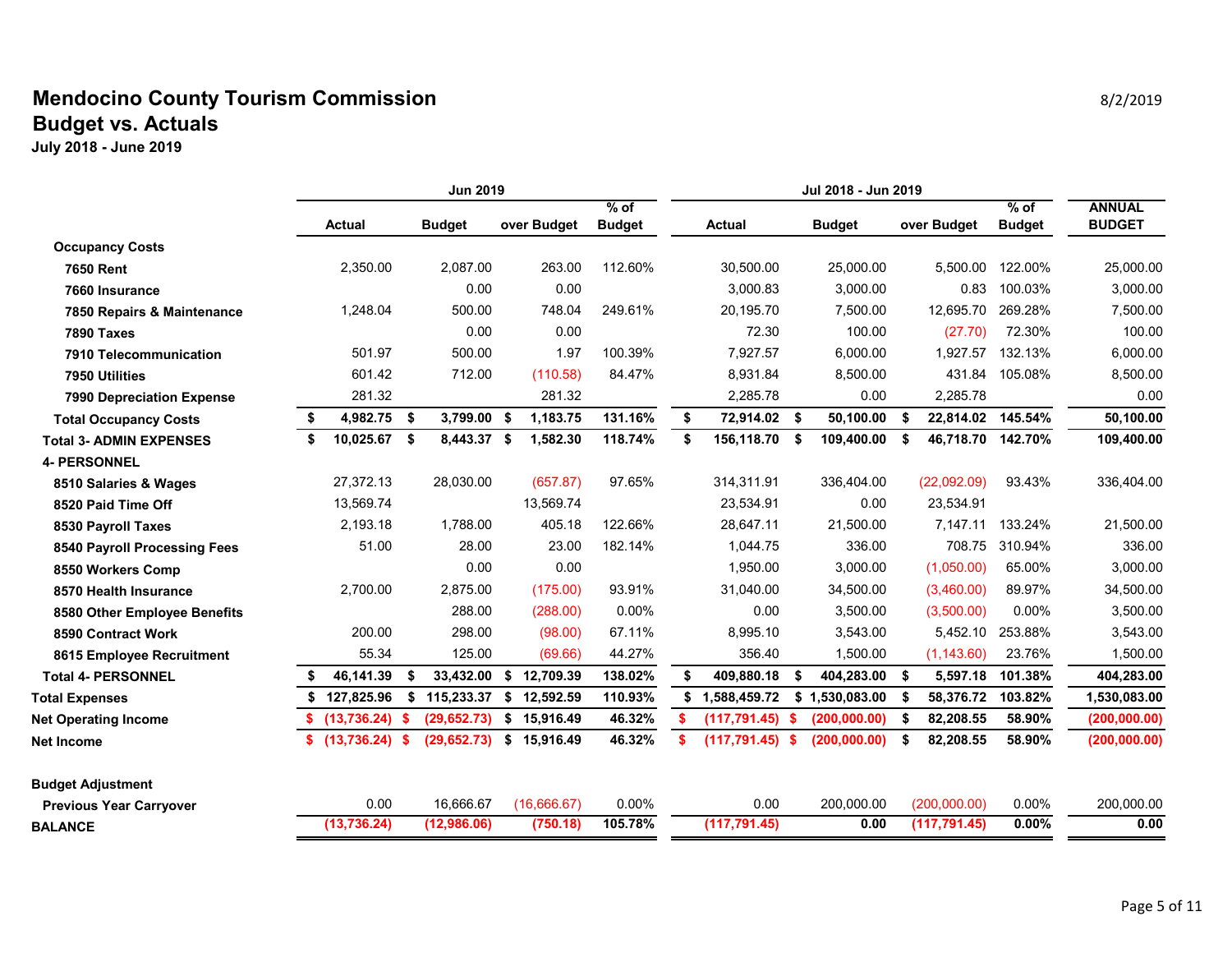# Mendocino County Tourism Commission

## Budget vs. Actuals

**July 2018 - June 2019**

8/2/2019

| | Jun 2019 | | | | Jul 2018 - Jun 2019 | | | | |
|---|---|---|---|---|---|---|---|---|---|
| | **Actual** | **Budget** | **over Budget** | **% of Budget** | **Actual** | **Budget** | **over Budget** | **% of Budget** | **ANNUAL BUDGET** |
| **Occupancy Costs** | | | | | | | | | |
| **7650 Rent** | 2,350.00 | 2,087.00 | 263.00 | 112.60% | 30,500.00 | 25,000.00 | 5,500.00 | 122.00% | 25,000.00 |
| **7660 Insurance** | | 0.00 | 0.00 | | 3,000.83 | 3,000.00 | 0.83 | 100.03% | 3,000.00 |
| **7850 Repairs & Maintenance** | 1,248.04 | 500.00 | 748.04 | 249.61% | 20,195.70 | 7,500.00 | 12,695.70 | 269.28% | 7,500.00 |
| **7890 Taxes** | | 0.00 | 0.00 | | 72.30 | 100.00 | (27.70) | 72.30% | 100.00 |
| **7910 Telecommunication** | 501.97 | 500.00 | 1.97 | 100.39% | 7,927.57 | 6,000.00 | 1,927.57 | 132.13% | 6,000.00 |
| **7950 Utilities** | 601.42 | 712.00 | (110.58) | 84.47% | 8,931.84 | 8,500.00 | 431.84 | 105.08% | 8,500.00 |
| **7990 Depreciation Expense** | 281.32 | | 281.32 | | 2,285.78 | 0.00 | 2,285.78 | | 0.00 |
| **Total Occupancy Costs** | **$ 4,982.75** | **$ 3,799.00** | **$ 1,183.75** | **131.16%** | **$ 72,914.02** | **$ 50,100.00** | **$ 22,814.02** | **145.54%** | **50,100.00** |
| **Total 3- ADMIN EXPENSES** | **$ 10,025.67** | **$ 8,443.37** | **$ 1,582.30** | **118.74%** | **$ 156,118.70** | **$ 109,400.00** | **$ 46,718.70** | **142.70%** | **109,400.00** |
| **4- PERSONNEL** | | | | | | | | | |
| **8510 Salaries & Wages** | 27,372.13 | 28,030.00 | (657.87) | 97.65% | 314,311.91 | 336,404.00 | (22,092.09) | 93.43% | 336,404.00 |
| **8520 Paid Time Off** | 13,569.74 | | 13,569.74 | | 23,534.91 | 0.00 | 23,534.91 | | |
| **8530 Payroll Taxes** | 2,193.18 | 1,788.00 | 405.18 | 122.66% | 28,647.11 | 21,500.00 | 7,147.11 | 133.24% | 21,500.00 |
| **8540 Payroll Processing Fees** | 51.00 | 28.00 | 23.00 | 182.14% | 1,044.75 | 336.00 | 708.75 | 310.94% | 336.00 |
| **8550 Workers Comp** | | 0.00 | 0.00 | | 1,950.00 | 3,000.00 | (1,050.00) | 65.00% | 3,000.00 |
| **8570 Health Insurance** | 2,700.00 | 2,875.00 | (175.00) | 93.91% | 31,040.00 | 34,500.00 | (3,460.00) | 89.97% | 34,500.00 |
| **8580 Other Employee Benefits** | | 288.00 | (288.00) | 0.00% | 0.00 | 3,500.00 | (3,500.00) | 0.00% | 3,500.00 |
| **8590 Contract Work** | 200.00 | 298.00 | (98.00) | 67.11% | 8,995.10 | 3,543.00 | 5,452.10 | 253.88% | 3,543.00 |
| **8615 Employee Recruitment** | 55.34 | 125.00 | (69.66) | 44.27% | 356.40 | 1,500.00 | (1,143.60) | 23.76% | 1,500.00 |
| **Total 4- PERSONNEL** | **$ 46,141.39** | **$ 33,432.00** | **$ 12,709.39** | **138.02%** | **$ 409,880.18** | **$ 404,283.00** | **$ 5,597.18** | **101.38%** | **404,283.00** |
| **Total Expenses** | **$ 127,825.96** | **$ 115,233.37** | **$ 12,592.59** | **110.93%** | **$ 1,588,459.72** | **$ 1,530,083.00** | **$ 58,376.72** | **103.82%** | **1,530,083.00** |
| **Net Operating Income** | **$ (13,736.24)** | **$ (29,652.73)** | **$ 15,916.49** | **46.32%** | **$ (117,791.45)** | **$ (200,000.00)** | **$ 82,208.55** | **58.90%** | **(200,000.00)** |
| **Net Income** | **$ (13,736.24)** | **$ (29,652.73)** | **$ 15,916.49** | **46.32%** | **$ (117,791.45)** | **$ (200,000.00)** | **$ 82,208.55** | **58.90%** | **(200,000.00)** |
| **Budget Adjustment** | | | | | | | | | |
| **Previous Year Carryover** | 0.00 | 16,666.67 | (16,666.67) | 0.00% | 0.00 | 200,000.00 | (200,000.00) | 0.00% | 200,000.00 |
| **BALANCE** | **(13,736.24)** | **(12,986.06)** | **(750.18)** | **105.78%** | **(117,791.45)** | **0.00** | **(117,791.45)** | **0.00%** | **0.00** |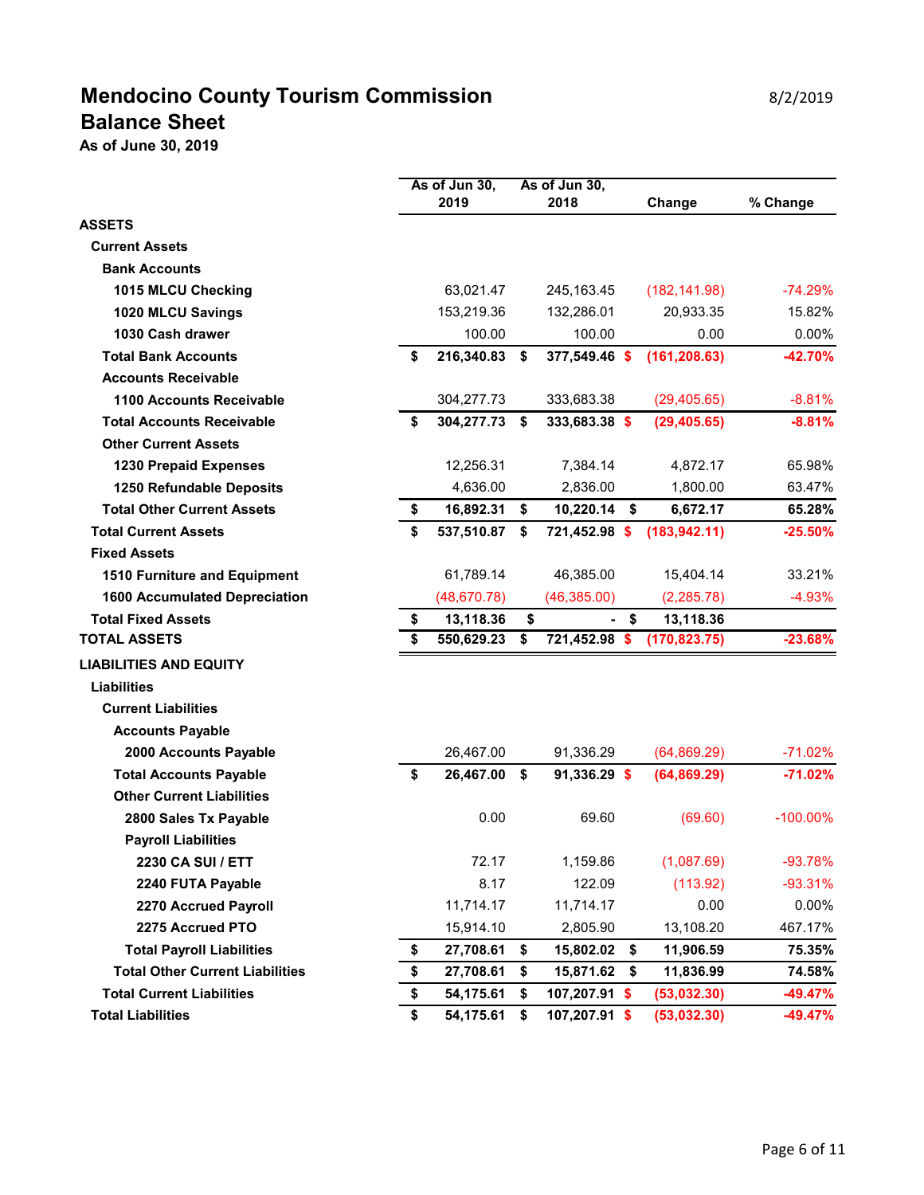# Mendocino County Tourism Commission

8/2/2019

## Balance Sheet

**As of June 30, 2019**

| | As of Jun 30, 2019 | As of Jun 30, 2018 | Change | % Change |
|---|---|---|---|---|
| **ASSETS** | | | | |
| **Current Assets** | | | | |
| **Bank Accounts** | | | | |
| **1015 MLCU Checking** | 63,021.47 | 245,163.45 | (182,141.98) | -74.29% |
| **1020 MLCU Savings** | 153,219.36 | 132,286.01 | 20,933.35 | 15.82% |
| **1030 Cash drawer** | 100.00 | 100.00 | 0.00 | 0.00% |
| **Total Bank Accounts** | **$ 216,340.83** | **$ 377,549.46** | **$ (161,208.63)** | **-42.70%** |
| **Accounts Receivable** | | | | |
| **1100 Accounts Receivable** | 304,277.73 | 333,683.38 | (29,405.65) | -8.81% |
| **Total Accounts Receivable** | **$ 304,277.73** | **$ 333,683.38** | **$ (29,405.65)** | **-8.81%** |
| **Other Current Assets** | | | | |
| **1230 Prepaid Expenses** | 12,256.31 | 7,384.14 | 4,872.17 | 65.98% |
| **1250 Refundable Deposits** | 4,636.00 | 2,836.00 | 1,800.00 | 63.47% |
| **Total Other Current Assets** | **$ 16,892.31** | **$ 10,220.14** | **$ 6,672.17** | **65.28%** |
| **Total Current Assets** | **$ 537,510.87** | **$ 721,452.98** | **$ (183,942.11)** | **-25.50%** |
| **Fixed Assets** | | | | |
| **1510 Furniture and Equipment** | 61,789.14 | 46,385.00 | 15,404.14 | 33.21% |
| **1600 Accumulated Depreciation** | (48,670.78) | (46,385.00) | (2,285.78) | -4.93% |
| **Total Fixed Assets** | **$ 13,118.36** | **$ -** | **$ 13,118.36** | |
| **TOTAL ASSETS** | **$ 550,629.23** | **$ 721,452.98** | **$ (170,823.75)** | **-23.68%** |
| **LIABILITIES AND EQUITY** | | | | |
| **Liabilities** | | | | |
| **Current Liabilities** | | | | |
| **Accounts Payable** | | | | |
| **2000 Accounts Payable** | 26,467.00 | 91,336.29 | (64,869.29) | -71.02% |
| **Total Accounts Payable** | **$ 26,467.00** | **$ 91,336.29** | **$ (64,869.29)** | **-71.02%** |
| **Other Current Liabilities** | | | | |
| **2800 Sales Tx Payable** | 0.00 | 69.60 | (69.60) | -100.00% |
| **Payroll Liabilities** | | | | |
| **2230 CA SUI / ETT** | 72.17 | 1,159.86 | (1,087.69) | -93.78% |
| **2240 FUTA Payable** | 8.17 | 122.09 | (113.92) | -93.31% |
| **2270 Accrued Payroll** | 11,714.17 | 11,714.17 | 0.00 | 0.00% |
| **2275 Accrued PTO** | 15,914.10 | 2,805.90 | 13,108.20 | 467.17% |
| **Total Payroll Liabilities** | **$ 27,708.61** | **$ 15,802.02** | **$ 11,906.59** | **75.35%** |
| **Total Other Current Liabilities** | **$ 27,708.61** | **$ 15,871.62** | **$ 11,836.99** | **74.58%** |
| **Total Current Liabilities** | **$ 54,175.61** | **$ 107,207.91** | **$ (53,032.30)** | **-49.47%** |
| **Total Liabilities** | **$ 54,175.61** | **$ 107,207.91** | **$ (53,032.30)** | **-49.47%** |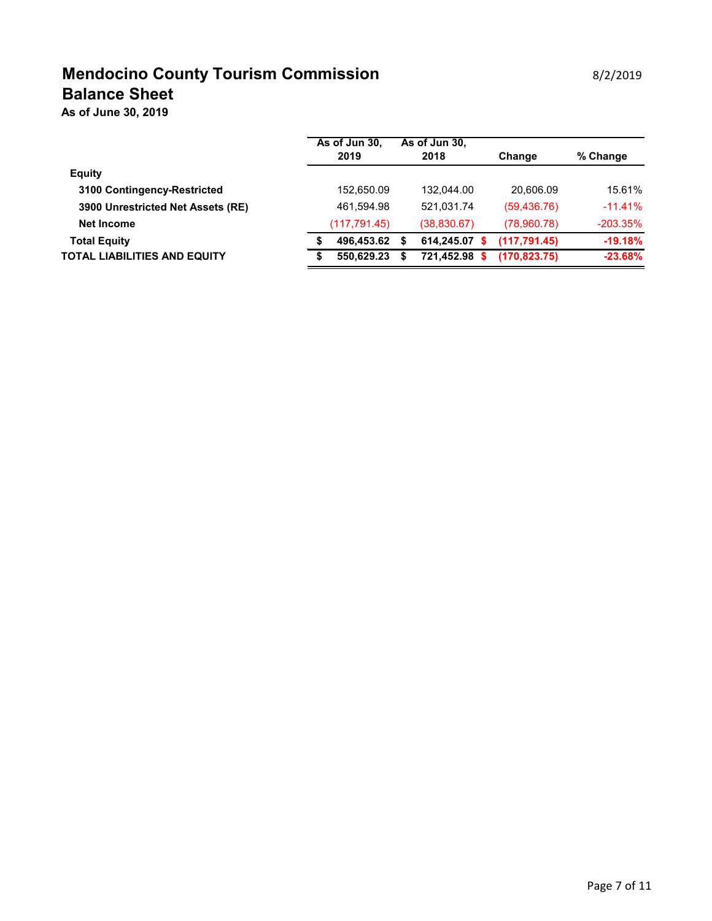# Mendocino County Tourism Commission

8/2/2019

## Balance Sheet

**As of June 30, 2019**

| | As of Jun 30, 2019 | As of Jun 30, 2018 | Change | % Change |
|---|---|---|---|---|
| **Equity** | | | | |
| **3100 Contingency-Restricted** | 152,650.09 | 132,044.00 | 20,606.09 | 15.61% |
| **3900 Unrestricted Net Assets (RE)** | 461,594.98 | 521,031.74 | (59,436.76) | -11.41% |
| **Net Income** | (117,791.45) | (38,830.67) | (78,960.78) | -203.35% |
| **Total Equity** | **$ 496,453.62** | **$ 614,245.07** | **$ (117,791.45)** | **-19.18%** |
| **TOTAL LIABILITIES AND EQUITY** | **$ 550,629.23** | **$ 721,452.98** | **$ (170,823.75)** | **-23.68%** |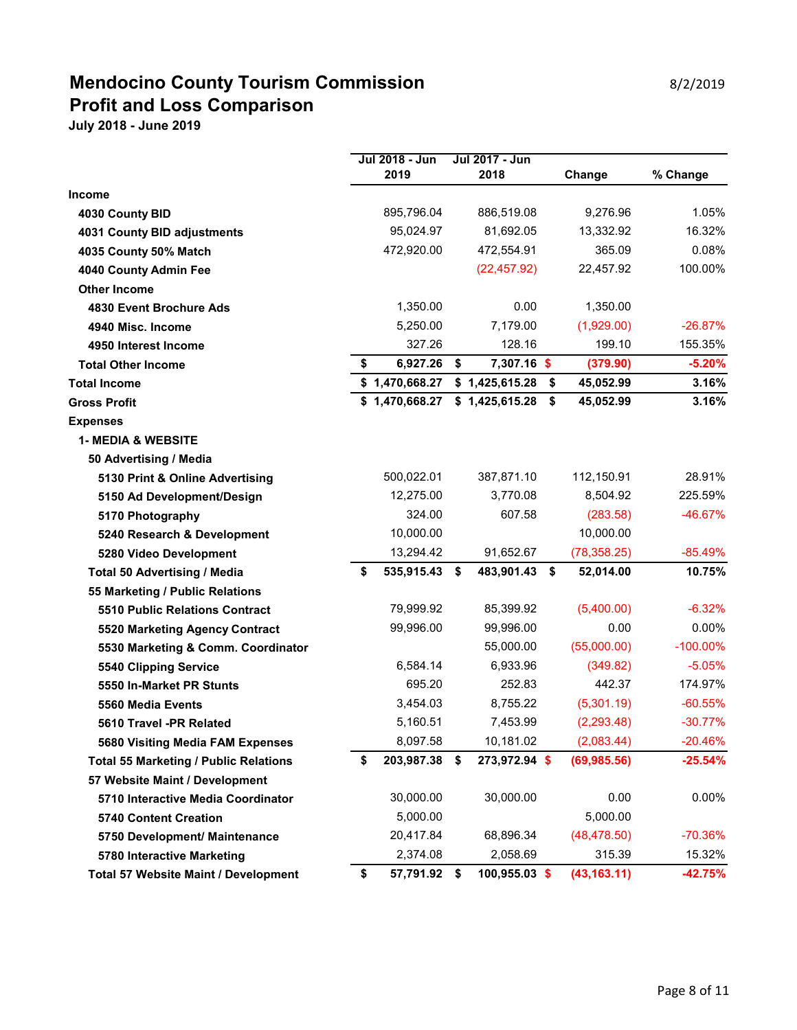# Mendocino County Tourism Commission

8/2/2019

## Profit and Loss Comparison

**July 2018 - June 2019**

| | Jul 2018 - Jun 2019 | Jul 2017 - Jun 2018 | Change | % Change |
|---|---|---|---|---|
| **Income** | | | | |
| **4030 County BID** | 895,796.04 | 886,519.08 | 9,276.96 | 1.05% |
| **4031 County BID adjustments** | 95,024.97 | 81,692.05 | 13,332.92 | 16.32% |
| **4035 County 50% Match** | 472,920.00 | 472,554.91 | 365.09 | 0.08% |
| **4040 County Admin Fee** | | (22,457.92) | 22,457.92 | 100.00% |
| **Other Income** | | | | |
| **4830 Event Brochure Ads** | 1,350.00 | 0.00 | 1,350.00 | |
| **4940 Misc. Income** | 5,250.00 | 7,179.00 | (1,929.00) | -26.87% |
| **4950 Interest Income** | 327.26 | 128.16 | 199.10 | 155.35% |
| **Total Other Income** | **$ 6,927.26** | **$ 7,307.16** | **$ (379.90)** | **-5.20%** |
| **Total Income** | **$ 1,470,668.27** | **$ 1,425,615.28** | **$ 45,052.99** | **3.16%** |
| **Gross Profit** | **$ 1,470,668.27** | **$ 1,425,615.28** | **$ 45,052.99** | **3.16%** |
| **Expenses** | | | | |
| **1- MEDIA & WEBSITE** | | | | |
| **50 Advertising / Media** | | | | |
| **5130 Print & Online Advertising** | 500,022.01 | 387,871.10 | 112,150.91 | 28.91% |
| **5150 Ad Development/Design** | 12,275.00 | 3,770.08 | 8,504.92 | 225.59% |
| **5170 Photography** | 324.00 | 607.58 | (283.58) | -46.67% |
| **5240 Research & Development** | 10,000.00 | | 10,000.00 | |
| **5280 Video Development** | 13,294.42 | 91,652.67 | (78,358.25) | -85.49% |
| **Total 50 Advertising / Media** | **$ 535,915.43** | **$ 483,901.43** | **$ 52,014.00** | **10.75%** |
| **55 Marketing / Public Relations** | | | | |
| **5510 Public Relations Contract** | 79,999.92 | 85,399.92 | (5,400.00) | -6.32% |
| **5520 Marketing Agency Contract** | 99,996.00 | 99,996.00 | 0.00 | 0.00% |
| **5530 Marketing & Comm. Coordinator** | | 55,000.00 | (55,000.00) | -100.00% |
| **5540 Clipping Service** | 6,584.14 | 6,933.96 | (349.82) | -5.05% |
| **5550 In-Market PR Stunts** | 695.20 | 252.83 | 442.37 | 174.97% |
| **5560 Media Events** | 3,454.03 | 8,755.22 | (5,301.19) | -60.55% |
| **5610 Travel -PR Related** | 5,160.51 | 7,453.99 | (2,293.48) | -30.77% |
| **5680 Visiting Media FAM Expenses** | 8,097.58 | 10,181.02 | (2,083.44) | -20.46% |
| **Total 55 Marketing / Public Relations** | **$ 203,987.38** | **$ 273,972.94** | **$ (69,985.56)** | **-25.54%** |
| **57 Website Maint / Development** | | | | |
| **5710 Interactive Media Coordinator** | 30,000.00 | 30,000.00 | 0.00 | 0.00% |
| **5740 Content Creation** | 5,000.00 | | 5,000.00 | |
| **5750 Development/ Maintenance** | 20,417.84 | 68,896.34 | (48,478.50) | -70.36% |
| **5780 Interactive Marketing** | 2,374.08 | 2,058.69 | 315.39 | 15.32% |
| **Total 57 Website Maint / Development** | **$ 57,791.92** | **$ 100,955.03** | **$ (43,163.11)** | **-42.75%** |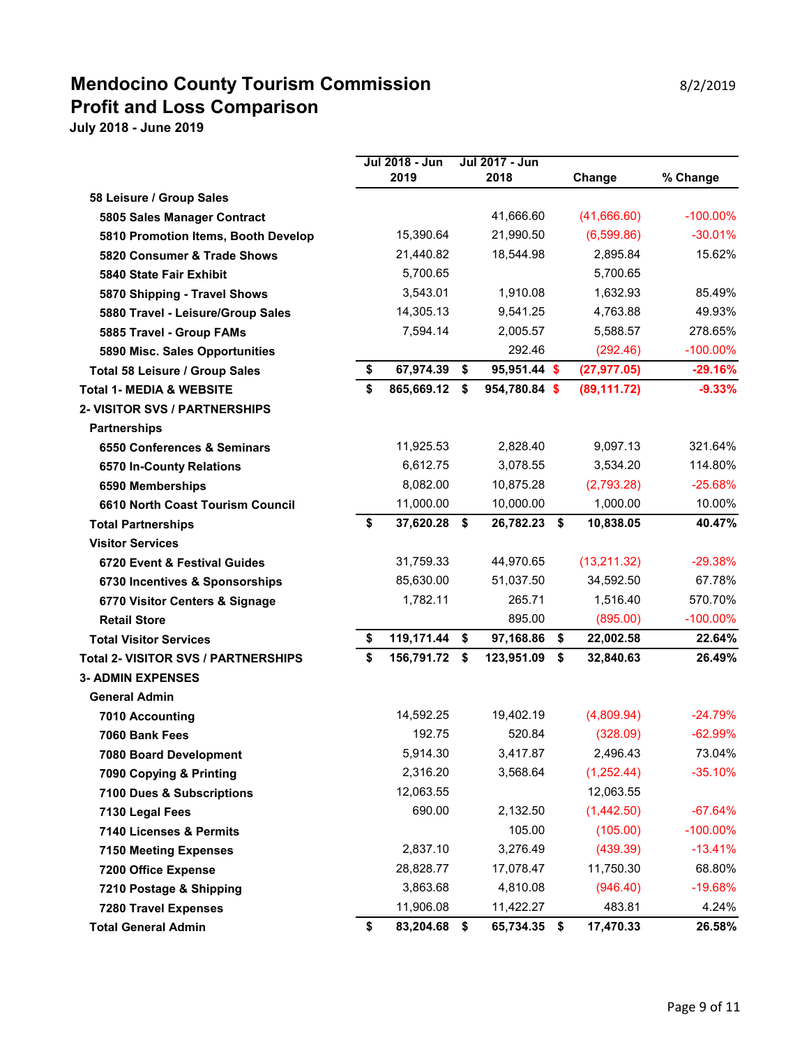# Mendocino County Tourism Commission

8/2/2019

# Profit and Loss Comparison

**July 2018 - June 2019**

| | Jul 2018 - Jun 2019 | Jul 2017 - Jun 2018 | Change | % Change |
|---|---|---|---|---|
| **58 Leisure / Group Sales** | | | | |
| **5805 Sales Manager Contract** | | 41,666.60 | (41,666.60) | -100.00% |
| **5810 Promotion Items, Booth Develop** | 15,390.64 | 21,990.50 | (6,599.86) | -30.01% |
| **5820 Consumer & Trade Shows** | 21,440.82 | 18,544.98 | 2,895.84 | 15.62% |
| **5840 State Fair Exhibit** | 5,700.65 | | 5,700.65 | |
| **5870 Shipping - Travel Shows** | 3,543.01 | 1,910.08 | 1,632.93 | 85.49% |
| **5880 Travel - Leisure/Group Sales** | 14,305.13 | 9,541.25 | 4,763.88 | 49.93% |
| **5885 Travel - Group FAMs** | 7,594.14 | 2,005.57 | 5,588.57 | 278.65% |
| **5890 Misc. Sales Opportunities** | | 292.46 | (292.46) | -100.00% |
| **Total 58 Leisure / Group Sales** | **$ 67,974.39** | **$ 95,951.44** | **$ (27,977.05)** | **-29.16%** |
| **Total 1- MEDIA & WEBSITE** | **$ 865,669.12** | **$ 954,780.84** | **$ (89,111.72)** | **-9.33%** |
| **2- VISITOR SVS / PARTNERSHIPS** | | | | |
| **Partnerships** | | | | |
| **6550 Conferences & Seminars** | 11,925.53 | 2,828.40 | 9,097.13 | 321.64% |
| **6570 In-County Relations** | 6,612.75 | 3,078.55 | 3,534.20 | 114.80% |
| **6590 Memberships** | 8,082.00 | 10,875.28 | (2,793.28) | -25.68% |
| **6610 North Coast Tourism Council** | 11,000.00 | 10,000.00 | 1,000.00 | 10.00% |
| **Total Partnerships** | **$ 37,620.28** | **$ 26,782.23** | **$ 10,838.05** | **40.47%** |
| **Visitor Services** | | | | |
| **6720 Event & Festival Guides** | 31,759.33 | 44,970.65 | (13,211.32) | -29.38% |
| **6730 Incentives & Sponsorships** | 85,630.00 | 51,037.50 | 34,592.50 | 67.78% |
| **6770 Visitor Centers & Signage** | 1,782.11 | 265.71 | 1,516.40 | 570.70% |
| **Retail Store** | | 895.00 | (895.00) | -100.00% |
| **Total Visitor Services** | **$ 119,171.44** | **$ 97,168.86** | **$ 22,002.58** | **22.64%** |
| **Total 2- VISITOR SVS / PARTNERSHIPS** | **$ 156,791.72** | **$ 123,951.09** | **$ 32,840.63** | **26.49%** |
| **3- ADMIN EXPENSES** | | | | |
| **General Admin** | | | | |
| **7010 Accounting** | 14,592.25 | 19,402.19 | (4,809.94) | -24.79% |
| **7060 Bank Fees** | 192.75 | 520.84 | (328.09) | -62.99% |
| **7080 Board Development** | 5,914.30 | 3,417.87 | 2,496.43 | 73.04% |
| **7090 Copying & Printing** | 2,316.20 | 3,568.64 | (1,252.44) | -35.10% |
| **7100 Dues & Subscriptions** | 12,063.55 | | 12,063.55 | |
| **7130 Legal Fees** | 690.00 | 2,132.50 | (1,442.50) | -67.64% |
| **7140 Licenses & Permits** | | 105.00 | (105.00) | -100.00% |
| **7150 Meeting Expenses** | 2,837.10 | 3,276.49 | (439.39) | -13.41% |
| **7200 Office Expense** | 28,828.77 | 17,078.47 | 11,750.30 | 68.80% |
| **7210 Postage & Shipping** | 3,863.68 | 4,810.08 | (946.40) | -19.68% |
| **7280 Travel Expenses** | 11,906.08 | 11,422.27 | 483.81 | 4.24% |
| **Total General Admin** | **$ 83,204.68** | **$ 65,734.35** | **$ 17,470.33** | **26.58%** |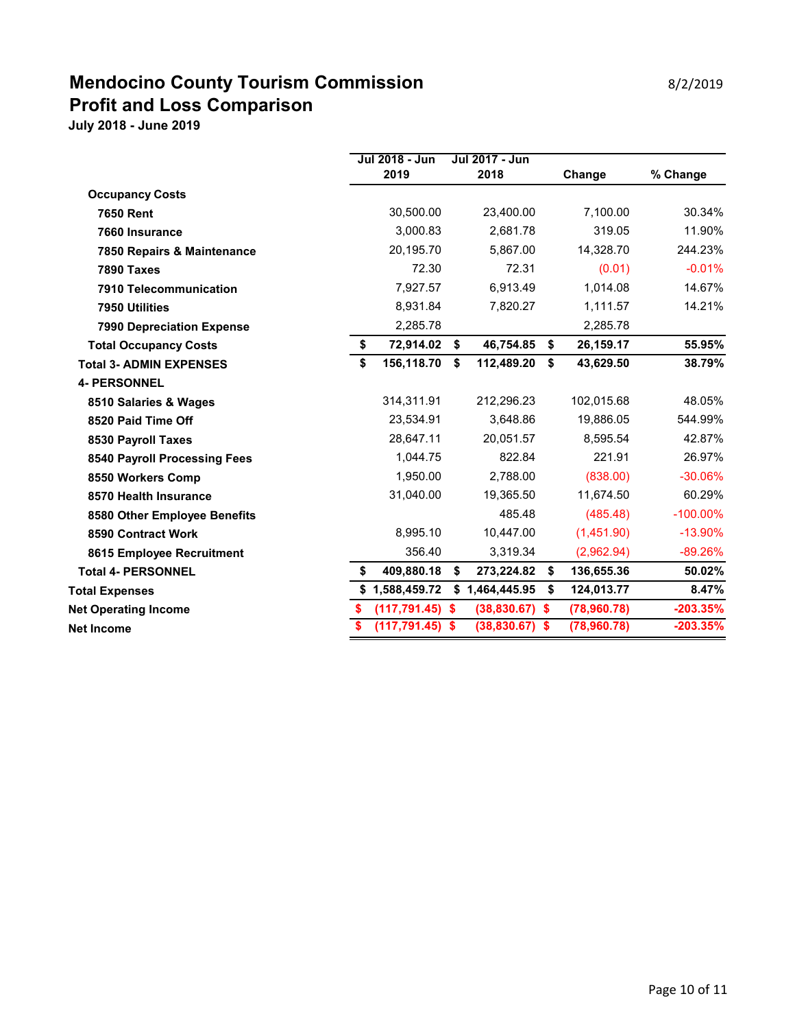# Mendocino County Tourism Commission

8/2/2019

## Profit and Loss Comparison

**July 2018 - June 2019**

| | Jul 2018 - Jun 2019 | Jul 2017 - Jun 2018 | Change | % Change |
|---|---|---|---|---|
| **Occupancy Costs** | | | | |
| **7650 Rent** | 30,500.00 | 23,400.00 | 7,100.00 | 30.34% |
| **7660 Insurance** | 3,000.83 | 2,681.78 | 319.05 | 11.90% |
| **7850 Repairs & Maintenance** | 20,195.70 | 5,867.00 | 14,328.70 | 244.23% |
| **7890 Taxes** | 72.30 | 72.31 | (0.01) | -0.01% |
| **7910 Telecommunication** | 7,927.57 | 6,913.49 | 1,014.08 | 14.67% |
| **7950 Utilities** | 8,931.84 | 7,820.27 | 1,111.57 | 14.21% |
| **7990 Depreciation Expense** | 2,285.78 | | 2,285.78 | |
| **Total Occupancy Costs** | **$ 72,914.02** | **$ 46,754.85** | **$ 26,159.17** | **55.95%** |
| **Total 3- ADMIN EXPENSES** | **$ 156,118.70** | **$ 112,489.20** | **$ 43,629.50** | **38.79%** |
| **4- PERSONNEL** | | | | |
| **8510 Salaries & Wages** | 314,311.91 | 212,296.23 | 102,015.68 | 48.05% |
| **8520 Paid Time Off** | 23,534.91 | 3,648.86 | 19,886.05 | 544.99% |
| **8530 Payroll Taxes** | 28,647.11 | 20,051.57 | 8,595.54 | 42.87% |
| **8540 Payroll Processing Fees** | 1,044.75 | 822.84 | 221.91 | 26.97% |
| **8550 Workers Comp** | 1,950.00 | 2,788.00 | (838.00) | -30.06% |
| **8570 Health Insurance** | 31,040.00 | 19,365.50 | 11,674.50 | 60.29% |
| **8580 Other Employee Benefits** | | 485.48 | (485.48) | -100.00% |
| **8590 Contract Work** | 8,995.10 | 10,447.00 | (1,451.90) | -13.90% |
| **8615 Employee Recruitment** | 356.40 | 3,319.34 | (2,962.94) | -89.26% |
| **Total 4- PERSONNEL** | **$ 409,880.18** | **$ 273,224.82** | **$ 136,655.36** | **50.02%** |
| **Total Expenses** | **$ 1,588,459.72** | **$ 1,464,445.95** | **$ 124,013.77** | **8.47%** |
| **Net Operating Income** | **$ (117,791.45)** | **$ (38,830.67)** | **$ (78,960.78)** | **-203.35%** |
| **Net Income** | **$ (117,791.45)** | **$ (38,830.67)** | **$ (78,960.78)** | **-203.35%** |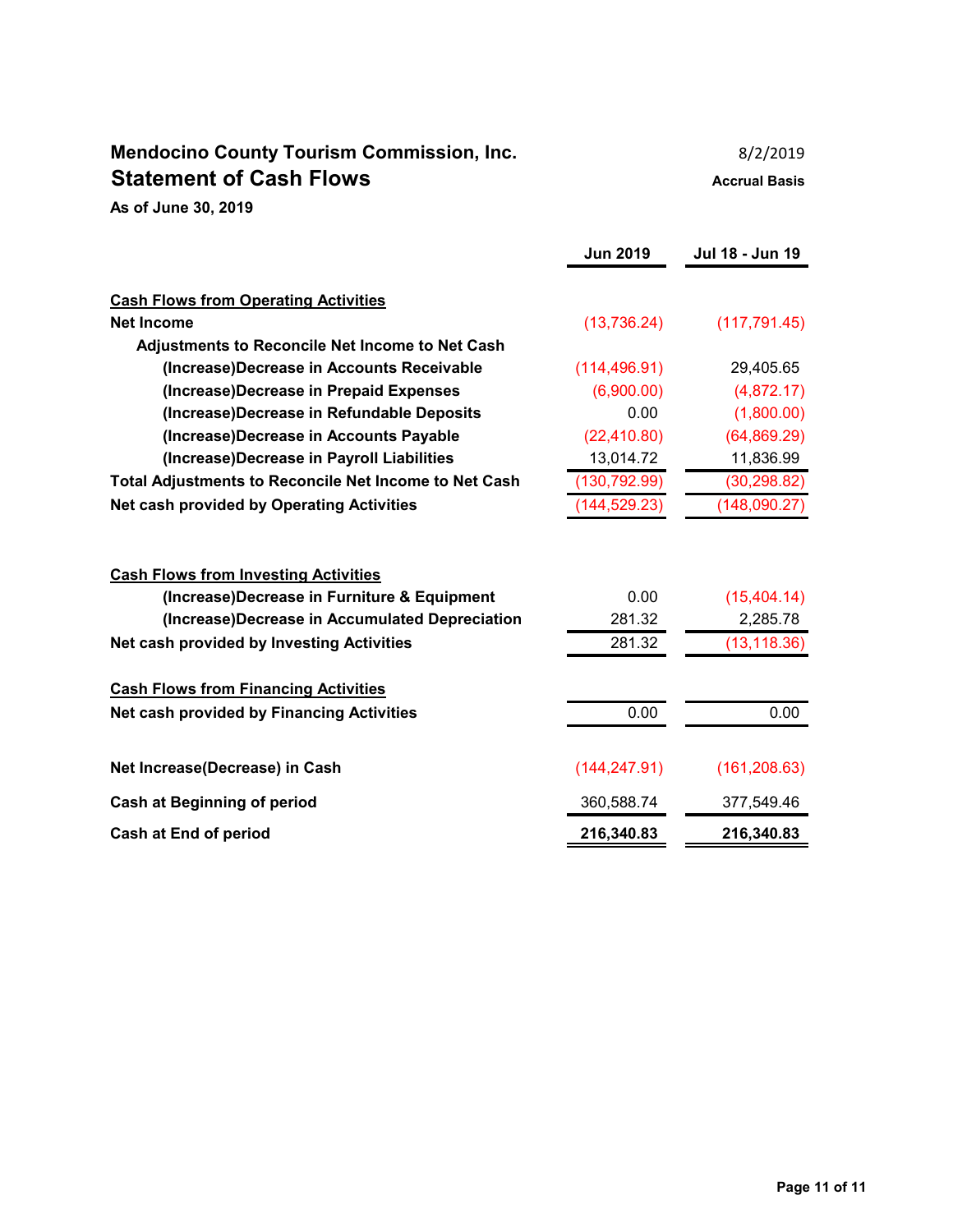# Mendocino County Tourism Commission, Inc.

8/2/2019

## Statement of Cash Flows

**Accrual Basis**

**As of June 30, 2019**

| | Jun 2019 | Jul 18 - Jun 19 |
|---|---|---|
| **Cash Flows from Operating Activities** | | |
| **Net Income** | (13,736.24) | (117,791.45) |
| **Adjustments to Reconcile Net Income to Net Cash** | | |
| (Increase)Decrease in Accounts Receivable | (114,496.91) | 29,405.65 |
| (Increase)Decrease in Prepaid Expenses | (6,900.00) | (4,872.17) |
| (Increase)Decrease in Refundable Deposits | 0.00 | (1,800.00) |
| (Increase)Decrease in Accounts Payable | (22,410.80) | (64,869.29) |
| (Increase)Decrease in Payroll Liabilities | 13,014.72 | 11,836.99 |
| **Total Adjustments to Reconcile Net Income to Net Cash** | (130,792.99) | (30,298.82) |
| **Net cash provided by Operating Activities** | (144,529.23) | (148,090.27) |
| **Cash Flows from Investing Activities** | | |
| (Increase)Decrease in Furniture & Equipment | 0.00 | (15,404.14) |
| (Increase)Decrease in Accumulated Depreciation | 281.32 | 2,285.78 |
| **Net cash provided by Investing Activities** | 281.32 | (13,118.36) |
| **Cash Flows from Financing Activities** | | |
| **Net cash provided by Financing Activities** | 0.00 | 0.00 |
| **Net Increase(Decrease) in Cash** | (144,247.91) | (161,208.63) |
| **Cash at Beginning of period** | 360,588.74 | 377,549.46 |
| **Cash at End of period** | **216,340.83** | **216,340.83** |